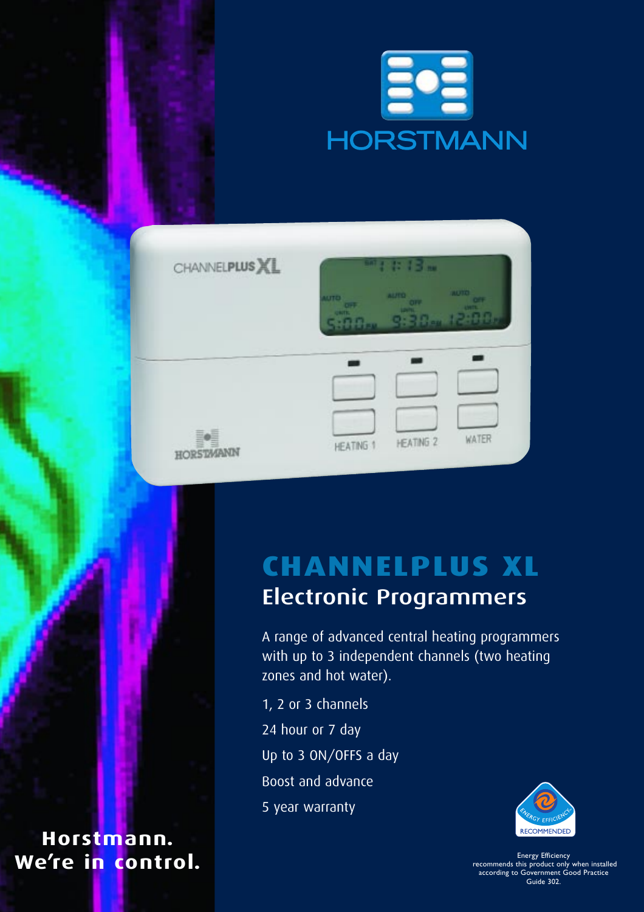HORSTMANN

# CHANNELPLUS XL

## Electronic Programmers

A range of advanced central heating programmers with up to 3 independent channels (two heating zones and hot water).

1, 2 or 3 channels

24 hour or 7 day

Up to 3 ON/OFFS a day

Boost and advance

5 year warranty

ENERGY EFFICIENCY RECOMMENDED

Energy Efficiency recommends this product only when installed according to Government Good Practice Guide 302.

**Horstmann.**
**We're in control.**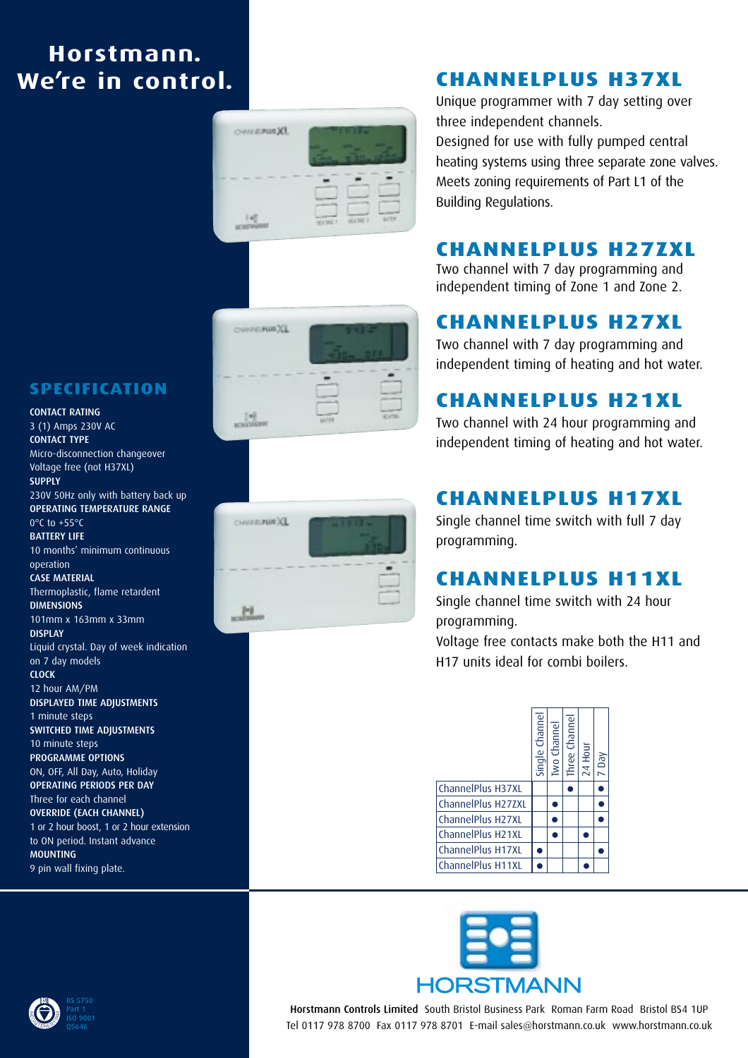# Horstmann. We're in control.

## SPECIFICATION

**CONTACT RATING**
3 (1) Amps 230V AC

**CONTACT TYPE**
Micro-disconnection changeover
Voltage free (not H37XL)

**SUPPLY**
230V 50Hz only with battery back up

**OPERATING TEMPERATURE RANGE**
0°C to +55°C

**BATTERY LIFE**
10 months' minimum continuous operation

**CASE MATERIAL**
Thermoplastic, flame retardent

**DIMENSIONS**
101mm x 163mm x 33mm

**DISPLAY**
Liquid crystal. Day of week indication on 7 day models

**CLOCK**
12 hour AM/PM

**DISPLAYED TIME ADJUSTMENTS**
1 minute steps

**SWITCHED TIME ADJUSTMENTS**
10 minute steps

**PROGRAMME OPTIONS**
ON, OFF, All Day, Auto, Holiday

**OPERATING PERIODS PER DAY**
Three for each channel

**OVERRIDE (EACH CHANNEL)**
1 or 2 hour boost, 1 or 2 hour extension to ON period. Instant advance

**MOUNTING**
9 pin wall fixing plate.

## CHANNELPLUS H37XL

Unique programmer with 7 day setting over three independent channels.
Designed for use with fully pumped central heating systems using three separate zone valves. Meets zoning requirements of Part L1 of the Building Regulations.

## CHANNELPLUS H27ZXL

Two channel with 7 day programming and independent timing of Zone 1 and Zone 2.

## CHANNELPLUS H27XL

Two channel with 7 day programming and independent timing of heating and hot water.

## CHANNELPLUS H21XL

Two channel with 24 hour programming and independent timing of heating and hot water.

## CHANNELPLUS H17XL

Single channel time switch with full 7 day programming.

## CHANNELPLUS H11XL

Single channel time switch with 24 hour programming.
Voltage free contacts make both the H11 and H17 units ideal for combi boilers.

| | Single Channel | Two Channel | Three Channel | 24 Hour | 7 Day |
|---|---|---|---|---|---|
| ChannelPlus H37XL | | | ● | | ● |
| ChannelPlus H27ZXL | | ● | | | ● |
| ChannelPlus H27XL | | ● | | | ● |
| ChannelPlus H21XL | | ● | | ● | |
| ChannelPlus H17XL | ● | | | | ● |
| ChannelPlus H11XL | ● | | | ● | |

HORSTMANN

BS 5750 Part 1 ISO 9001 Q5646

**Horstmann Controls Limited** South Bristol Business Park Roman Farm Road Bristol BS4 1UP
Tel 0117 978 8700 Fax 0117 978 8701 E-mail sales@horstmann.co.uk www.horstmann.co.uk